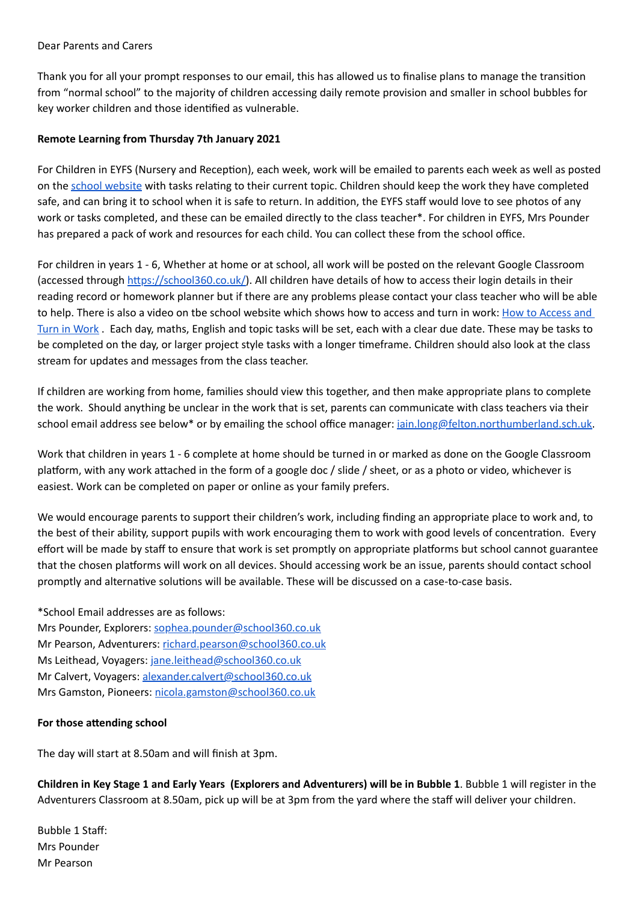Dear Parents and Carers

Thank you for all your prompt responses to our email, this has allowed us to finalise plans to manage the transition from "normal school" to the majority of children accessing daily remote provision and smaller in school bubbles for key worker children and those identified as vulnerable.

**Remote Learning from Thursday 7th January 2021**

For Children in EYFS (Nursery and Reception), each week, work will be emailed to parents each week as well as posted on the [school website](school website) with tasks relating to their current topic. Children should keep the work they have completed safe, and can bring it to school when it is safe to return. In addition, the EYFS staff would love to see photos of any work or tasks completed, and these can be emailed directly to the class teacher*. For children in EYFS, Mrs Pounder has prepared a pack of work and resources for each child. You can collect these from the school office.

For children in years 1 - 6, Whether at home or at school, all work will be posted on the relevant Google Classroom (accessed through [https://school360.co.uk/](https://school360.co.uk/)). All children have details of how to access their login details in their reading record or homework planner but if there are any problems please contact your class teacher who will be able to help. There is also a video on tbe school website which shows how to access and turn in work: [How to Access and Turn in Work](How to Access and Turn in Work) . Each day, maths, English and topic tasks will be set, each with a clear due date. These may be tasks to be completed on the day, or larger project style tasks with a longer timeframe. Children should also look at the class stream for updates and messages from the class teacher.

If children are working from home, families should view this together, and then make appropriate plans to complete the work. Should anything be unclear in the work that is set, parents can communicate with class teachers via their school email address see below* or by emailing the school office manager: [iain.long@felton.northumberland.sch.uk](mailto:iain.long@felton.northumberland.sch.uk).

Work that children in years 1 - 6 complete at home should be turned in or marked as done on the Google Classroom platform, with any work attached in the form of a google doc / slide / sheet, or as a photo or video, whichever is easiest. Work can be completed on paper or online as your family prefers.

We would encourage parents to support their children's work, including finding an appropriate place to work and, to the best of their ability, support pupils with work encouraging them to work with good levels of concentration. Every effort will be made by staff to ensure that work is set promptly on appropriate platforms but school cannot guarantee that the chosen platforms will work on all devices. Should accessing work be an issue, parents should contact school promptly and alternative solutions will be available. These will be discussed on a case-to-case basis.

*School Email addresses are as follows:
Mrs Pounder, Explorers: [sophea.pounder@school360.co.uk](mailto:sophea.pounder@school360.co.uk)
Mr Pearson, Adventurers: [richard.pearson@school360.co.uk](mailto:richard.pearson@school360.co.uk)
Ms Leithead, Voyagers: [jane.leithead@school360.co.uk](mailto:jane.leithead@school360.co.uk)
Mr Calvert, Voyagers: [alexander.calvert@school360.co.uk](mailto:alexander.calvert@school360.co.uk)
Mrs Gamston, Pioneers: [nicola.gamston@school360.co.uk](mailto:nicola.gamston@school360.co.uk)

**For those attending school**

The day will start at 8.50am and will finish at 3pm.

**Children in Key Stage 1 and Early Years (Explorers and Adventurers) will be in Bubble 1**. Bubble 1 will register in the Adventurers Classroom at 8.50am, pick up will be at 3pm from the yard where the staff will deliver your children.

Bubble 1 Staff:
Mrs Pounder
Mr Pearson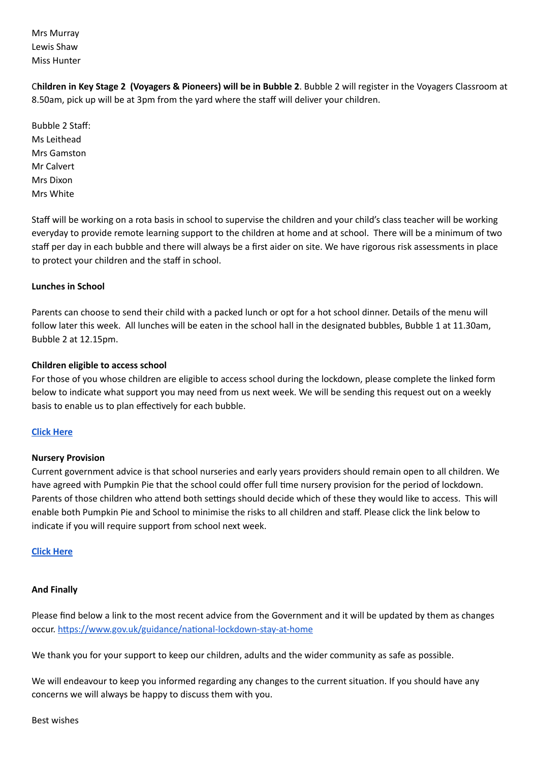Mrs Murray
Lewis Shaw
Miss Hunter

C**hildren in Key Stage 2 (Voyagers & Pioneers) will be in Bubble 2**. Bubble 2 will register in the Voyagers Classroom at 8.50am, pick up will be at 3pm from the yard where the staff will deliver your children.

Bubble 2 Staff:
Ms Leithead
Mrs Gamston
Mr Calvert
Mrs Dixon
Mrs White

Staff will be working on a rota basis in school to supervise the children and your child's class teacher will be working everyday to provide remote learning support to the children at home and at school. There will be a minimum of two staff per day in each bubble and there will always be a first aider on site. We have rigorous risk assessments in place to protect your children and the staff in school.

**Lunches in School**

Parents can choose to send their child with a packed lunch or opt for a hot school dinner. Details of the menu will follow later this week. All lunches will be eaten in the school hall in the designated bubbles, Bubble 1 at 11.30am, Bubble 2 at 12.15pm.

**Children eligible to access school**

For those of you whose children are eligible to access school during the lockdown, please complete the linked form below to indicate what support you may need from us next week. We will be sending this request out on a weekly basis to enable us to plan effectively for each bubble.

**Click Here**

**Nursery Provision**

Current government advice is that school nurseries and early years providers should remain open to all children. We have agreed with Pumpkin Pie that the school could offer full time nursery provision for the period of lockdown. Parents of those children who attend both settings should decide which of these they would like to access. This will enable both Pumpkin Pie and School to minimise the risks to all children and staff. Please click the link below to indicate if you will require support from school next week.

**Click Here**

**And Finally**

Please find below a link to the most recent advice from the Government and it will be updated by them as changes occur. https://www.gov.uk/guidance/national-lockdown-stay-at-home

We thank you for your support to keep our children, adults and the wider community as safe as possible.

We will endeavour to keep you informed regarding any changes to the current situation. If you should have any concerns we will always be happy to discuss them with you.

Best wishes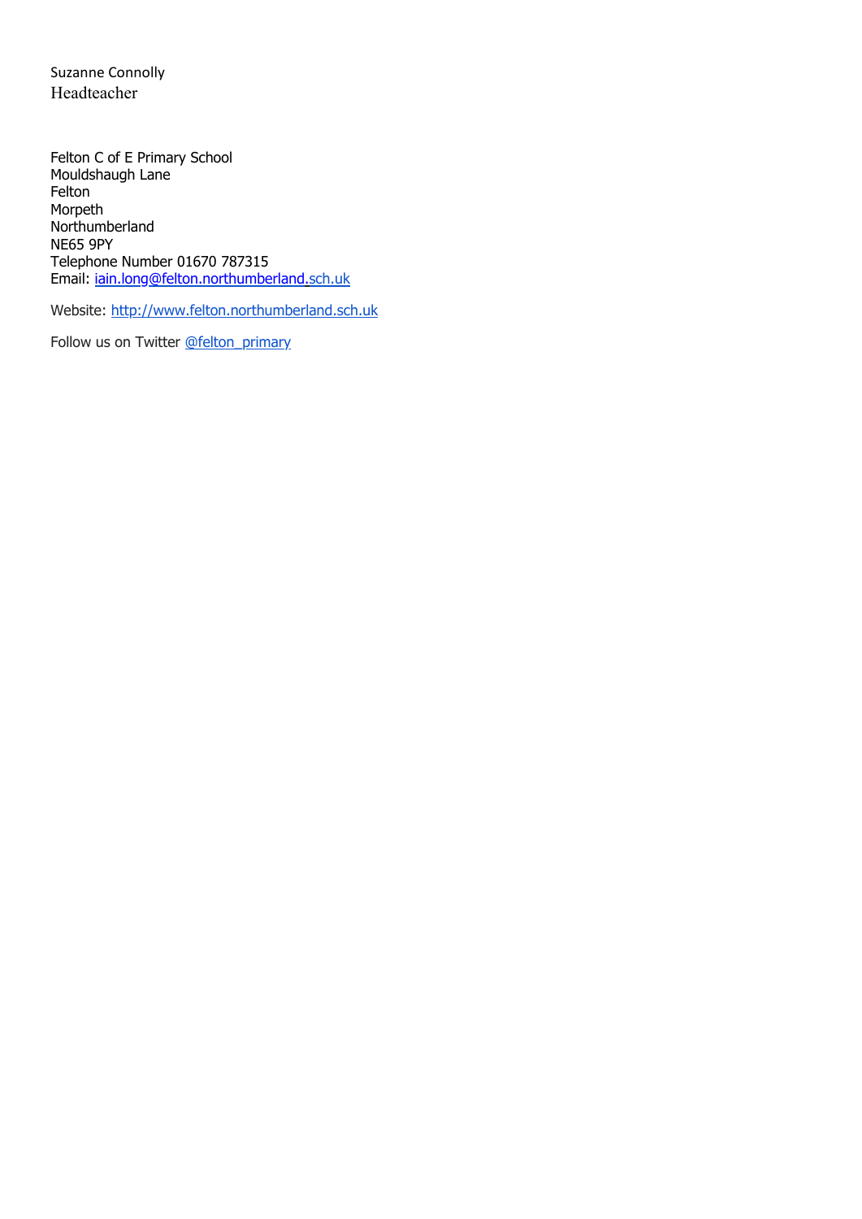Suzanne Connolly
Headteacher

Felton C of E Primary School
Mouldshaugh Lane
Felton
Morpeth
Northumberland
NE65 9PY
Telephone Number 01670 787315
Email: iain.long@felton.northumberland.sch.uk

Website: http://www.felton.northumberland.sch.uk

Follow us on Twitter @felton_primary